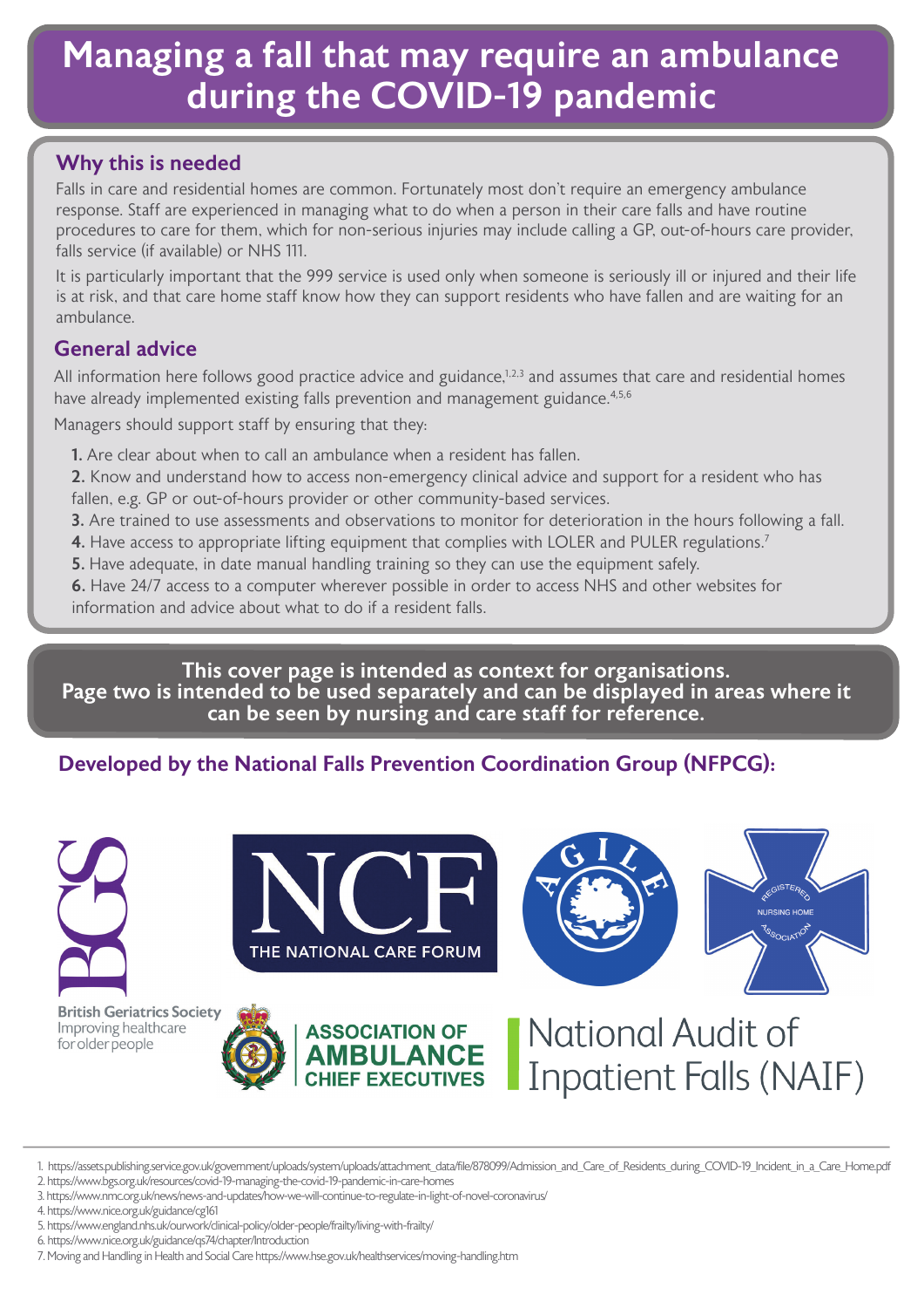# Managing a fall that may require an ambulance during the COVID-19 pandemic

## Why this is needed

Falls in care and residential homes are common. Fortunately most don't require an emergency ambulance response. Staff are experienced in managing what to do when a person in their care falls and have routine procedures to care for them, which for non-serious injuries may include calling a GP, out-of-hours care provider, falls service (if available) or NHS 111.

It is particularly important that the 999 service is used only when someone is seriously ill or injured and their life is at risk, and that care home staff know how they can support residents who have fallen and are waiting for an ambulance.

## General advice

All information here follows good practice advice and guidance,[1,2,3] and assumes that care and residential homes have already implemented existing falls prevention and management guidance.[4,5,6]

Managers should support staff by ensuring that they:

1. Are clear about when to call an ambulance when a resident has fallen.
2. Know and understand how to access non-emergency clinical advice and support for a resident who has fallen, e.g. GP or out-of-hours provider or other community-based services.
3. Are trained to use assessments and observations to monitor for deterioration in the hours following a fall.
4. Have access to appropriate lifting equipment that complies with LOLER and PULER regulations.[7]
5. Have adequate, in date manual handling training so they can use the equipment safely.
6. Have 24/7 access to a computer wherever possible in order to access NHS and other websites for information and advice about what to do if a resident falls.

**This cover page is intended as context for organisations.**
**Page two is intended to be used separately and can be displayed in areas where it can be seen by nursing and care staff for reference.**

### Developed by the National Falls Prevention Coordination Group (NFPCG):

British Geriatrics Society – Improving healthcare for older people

NCF – The National Care Forum

AGILE

Registered Nursing Home Association

Association of Ambulance Chief Executives

National Audit of Inpatient Falls (NAIF)

1. https://assets.publishing.service.gov.uk/government/uploads/system/uploads/attachment_data/file/878099/Admission_and_Care_of_Residents_during_COVID-19_Incident_in_a_Care_Home.pdf
2. https://www.bgs.org.uk/resources/covid-19-managing-the-covid-19-pandemic-in-care-homes
3. https://www.nmc.org.uk/news/news-and-updates/how-we-will-continue-to-regulate-in-light-of-novel-coronavirus/
4. https://www.nice.org.uk/guidance/cg161
5. https://www.england.nhs.uk/ourwork/clinical-policy/older-people/frailty/living-with-frailty/
6. https://www.nice.org.uk/guidance/qs74/chapter/Introduction
7. Moving and Handling in Health and Social Care https://www.hse.gov.uk/healthservices/moving-handling.htm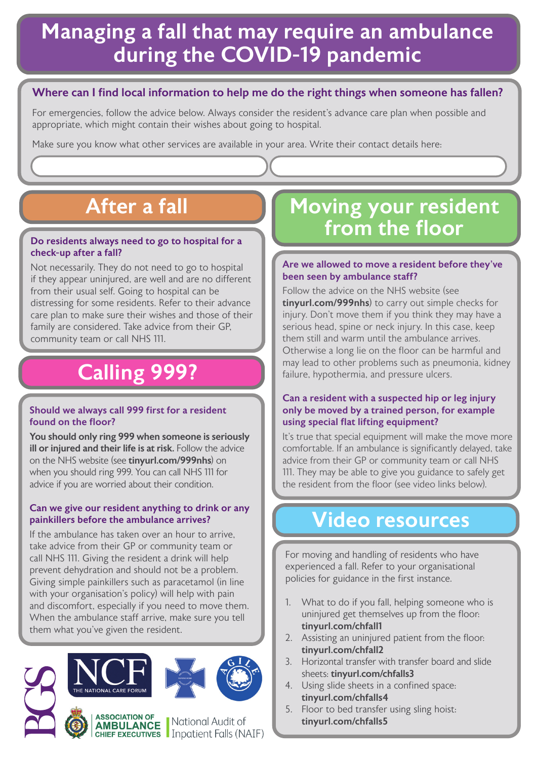# Managing a fall that may require an ambulance during the COVID-19 pandemic

### Where can I find local information to help me do the right things when someone has fallen?

For emergencies, follow the advice below. Always consider the resident's advance care plan when possible and appropriate, which might contain their wishes about going to hospital.

Make sure you know what other services are available in your area. Write their contact details here:

## After a fall

### Do residents always need to go to hospital for a check-up after a fall?

Not necessarily. They do not need to go to hospital if they appear uninjured, are well and are no different from their usual self. Going to hospital can be distressing for some residents. Refer to their advance care plan to make sure their wishes and those of their family are considered. Take advice from their GP, community team or call NHS 111.

## Calling 999?

### Should we always call 999 first for a resident found on the floor?

**You should only ring 999 when someone is seriously ill or injured and their life is at risk.** Follow the advice on the NHS website (see **tinyurl.com/999nhs**) on when you should ring 999. You can call NHS 111 for advice if you are worried about their condition.

### Can we give our resident anything to drink or any painkillers before the ambulance arrives?

If the ambulance has taken over an hour to arrive, take advice from their GP or community team or call NHS 111. Giving the resident a drink will help prevent dehydration and should not be a problem. Giving simple painkillers such as paracetamol (in line with your organisation's policy) will help with pain and discomfort, especially if you need to move them. When the ambulance staff arrive, make sure you tell them what you've given the resident.

## Moving your resident from the floor

### Are we allowed to move a resident before they've been seen by ambulance staff?

Follow the advice on the NHS website (see **tinyurl.com/999nhs**) to carry out simple checks for injury. Don't move them if you think they may have a serious head, spine or neck injury. In this case, keep them still and warm until the ambulance arrives. Otherwise a long lie on the floor can be harmful and may lead to other problems such as pneumonia, kidney failure, hypothermia, and pressure ulcers.

### Can a resident with a suspected hip or leg injury only be moved by a trained person, for example using special flat lifting equipment?

It's true that special equipment will make the move more comfortable. If an ambulance is significantly delayed, take advice from their GP or community team or call NHS 111. They may be able to give you guidance to safely get the resident from the floor (see video links below).

## Video resources

For moving and handling of residents who have experienced a fall. Refer to your organisational policies for guidance in the first instance.

1. What to do if you fall, helping someone who is uninjured get themselves up from the floor: **tinyurl.com/chfall1**
2. Assisting an uninjured patient from the floor: **tinyurl.com/chfall2**
3. Horizontal transfer with transfer board and slide sheets: **tinyurl.com/chfalls3**
4. Using slide sheets in a confined space: **tinyurl.com/chfalls4**
5. Floor to bed transfer using sling hoist: **tinyurl.com/chfalls5**

BGS

NCF THE NATIONAL CARE FORUM

AGILE

ASSOCIATION OF AMBULANCE CHIEF EXECUTIVES

National Audit of Inpatient Falls (NAIF)